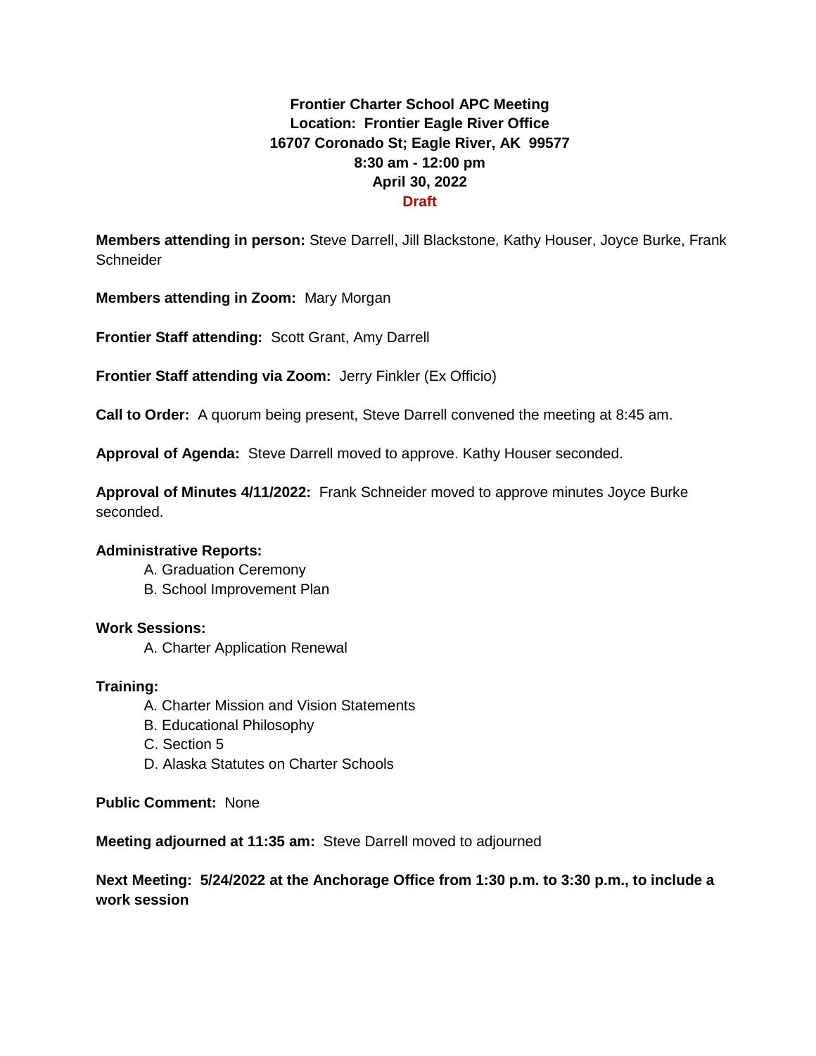**Frontier Charter School APC Meeting**
**Location: Frontier Eagle River Office**
**16707 Coronado St; Eagle River, AK 99577**
**8:30 am - 12:00 pm**
**April 30, 2022**
**Draft**

**Members attending in person:** Steve Darrell, Jill Blackstone, Kathy Houser, Joyce Burke, Frank Schneider

**Members attending in Zoom:** Mary Morgan

**Frontier Staff attending:** Scott Grant, Amy Darrell

**Frontier Staff attending via Zoom:** Jerry Finkler (Ex Officio)

**Call to Order:** A quorum being present, Steve Darrell convened the meeting at 8:45 am.

**Approval of Agenda:** Steve Darrell moved to approve. Kathy Houser seconded.

**Approval of Minutes 4/11/2022:** Frank Schneider moved to approve minutes Joyce Burke seconded.

**Administrative Reports:**

A. Graduation Ceremony
B. School Improvement Plan

**Work Sessions:**

A. Charter Application Renewal

**Training:**

A. Charter Mission and Vision Statements
B. Educational Philosophy
C. Section 5
D. Alaska Statutes on Charter Schools

**Public Comment:** None

**Meeting adjourned at 11:35 am:** Steve Darrell moved to adjourned

**Next Meeting: 5/24/2022 at the Anchorage Office from 1:30 p.m. to 3:30 p.m., to include a work session**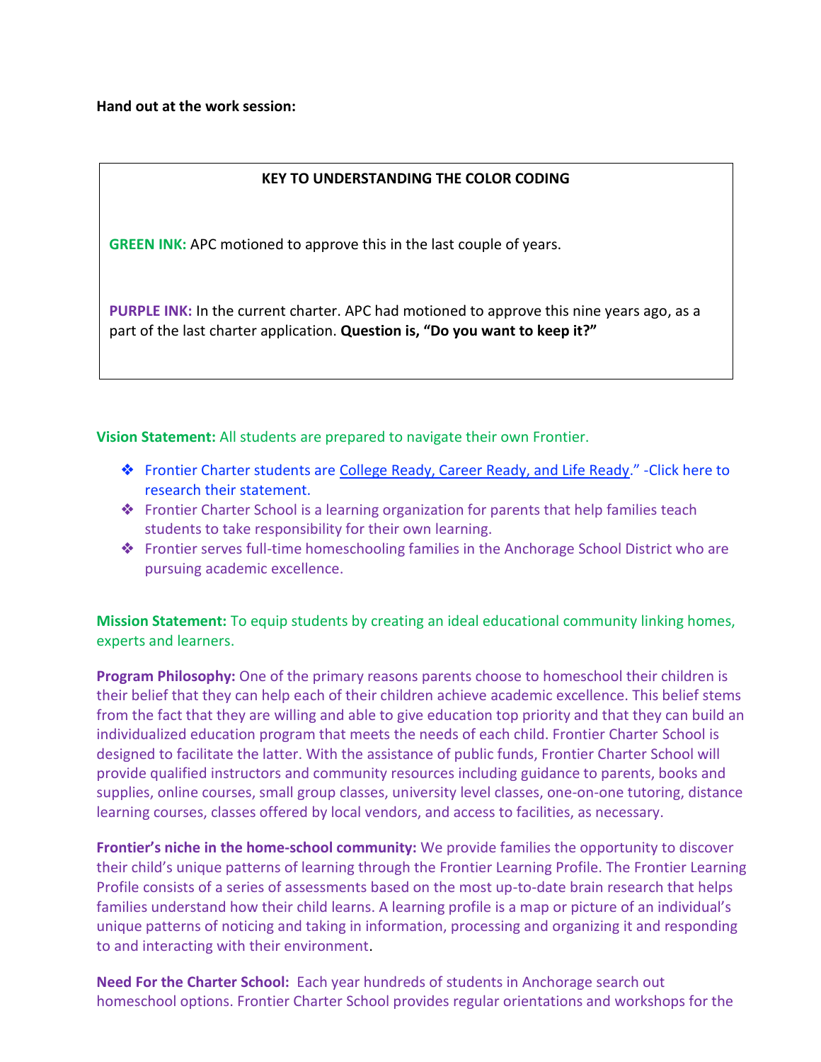**Hand out at the work session:**

| **KEY TO UNDERSTANDING THE COLOR CODING** |
|---|
| **GREEN INK:** APC motioned to approve this in the last couple of years. |
| **PURPLE INK:** In the current charter. APC had motioned to approve this nine years ago, as a part of the last charter application. **Question is, "Do you want to keep it?"** |

**Vision Statement:** All students are prepared to navigate their own Frontier.

- Frontier Charter students are College Ready, Career Ready, and Life Ready." -Click here to research their statement.
- Frontier Charter School is a learning organization for parents that help families teach students to take responsibility for their own learning.
- Frontier serves full-time homeschooling families in the Anchorage School District who are pursuing academic excellence.

**Mission Statement:** To equip students by creating an ideal educational community linking homes, experts and learners.

**Program Philosophy:** One of the primary reasons parents choose to homeschool their children is their belief that they can help each of their children achieve academic excellence. This belief stems from the fact that they are willing and able to give education top priority and that they can build an individualized education program that meets the needs of each child. Frontier Charter School is designed to facilitate the latter. With the assistance of public funds, Frontier Charter School will provide qualified instructors and community resources including guidance to parents, books and supplies, online courses, small group classes, university level classes, one-on-one tutoring, distance learning courses, classes offered by local vendors, and access to facilities, as necessary.

**Frontier's niche in the home-school community:** We provide families the opportunity to discover their child's unique patterns of learning through the Frontier Learning Profile. The Frontier Learning Profile consists of a series of assessments based on the most up-to-date brain research that helps families understand how their child learns. A learning profile is a map or picture of an individual's unique patterns of noticing and taking in information, processing and organizing it and responding to and interacting with their environment.

**Need For the Charter School:** Each year hundreds of students in Anchorage search out homeschool options. Frontier Charter School provides regular orientations and workshops for the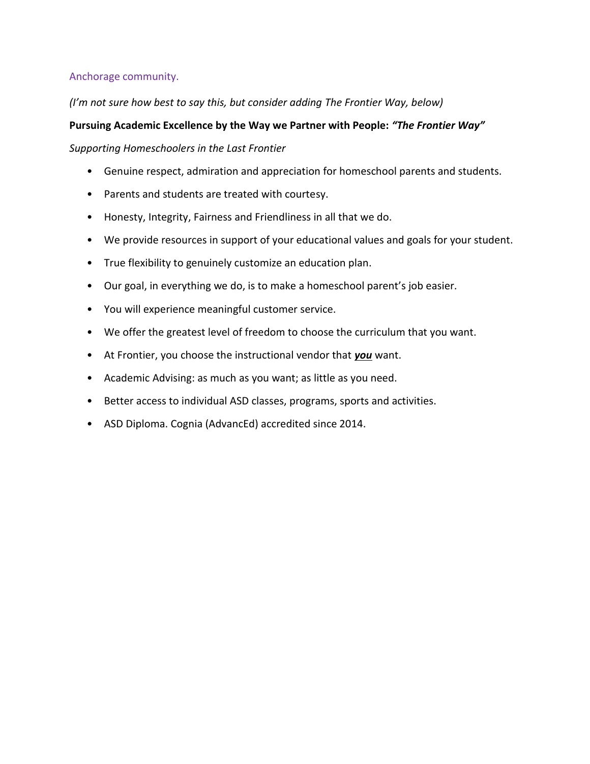Anchorage community.

*(I'm not sure how best to say this, but consider adding The Frontier Way, below)*

**Pursuing Academic Excellence by the Way we Partner with People:** ***"The Frontier Way"***

*Supporting Homeschoolers in the Last Frontier*

- Genuine respect, admiration and appreciation for homeschool parents and students.
- Parents and students are treated with courtesy.
- Honesty, Integrity, Fairness and Friendliness in all that we do.
- We provide resources in support of your educational values and goals for your student.
- True flexibility to genuinely customize an education plan.
- Our goal, in everything we do, is to make a homeschool parent's job easier.
- You will experience meaningful customer service.
- We offer the greatest level of freedom to choose the curriculum that you want.
- At Frontier, you choose the instructional vendor that ***<u>you</u>*** want.
- Academic Advising: as much as you want; as little as you need.
- Better access to individual ASD classes, programs, sports and activities.
- ASD Diploma. Cognia (AdvancEd) accredited since 2014.